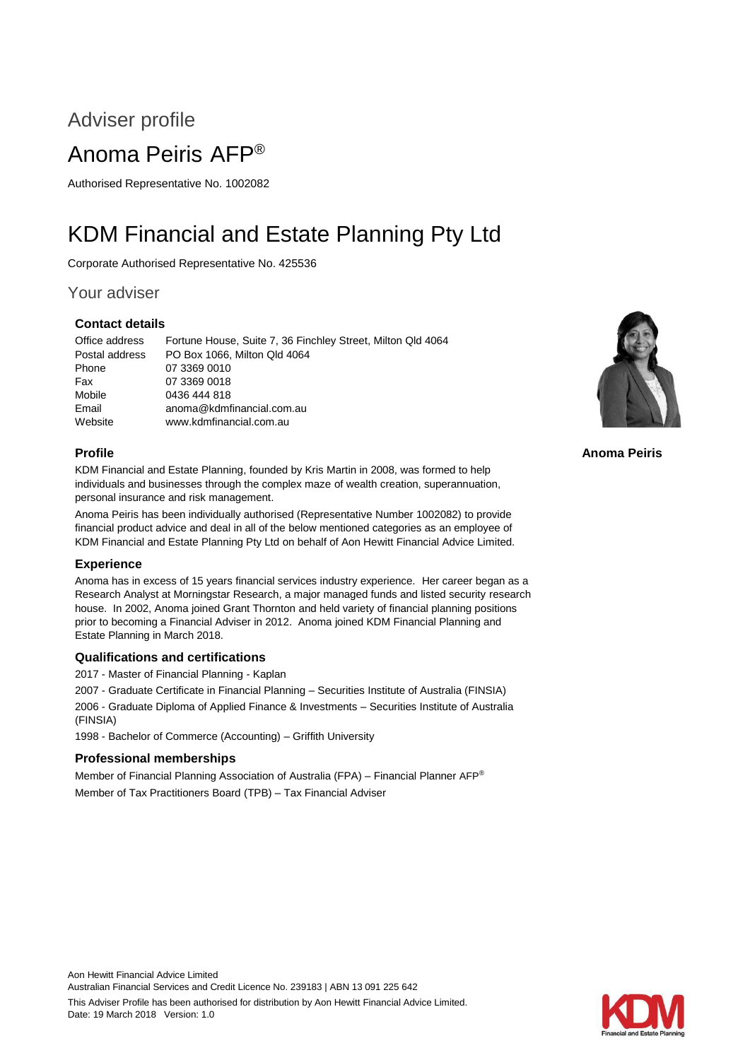# Adviser profile

# Anoma Peiris AFP®

Authorised Representative No. 1002082

# KDM Financial and Estate Planning Pty Ltd

Corporate Authorised Representative No. 425536

## Your adviser

### Contact details

| | |
|---|---|
| Office address | Fortune House, Suite 7, 36 Finchley Street, Milton Qld 4064 |
| Postal address | PO Box 1066, Milton Qld 4064 |
| Phone | 07 3369 0010 |
| Fax | 07 3369 0018 |
| Mobile | 0436 444 818 |
| Email | anoma@kdmfinancial.com.au |
| Website | www.kdmfinancial.com.au |

**Anoma Peiris**

### Profile

KDM Financial and Estate Planning, founded by Kris Martin in 2008, was formed to help individuals and businesses through the complex maze of wealth creation, superannuation, personal insurance and risk management.

Anoma Peiris has been individually authorised (Representative Number 1002082) to provide financial product advice and deal in all of the below mentioned categories as an employee of KDM Financial and Estate Planning Pty Ltd on behalf of Aon Hewitt Financial Advice Limited.

### Experience

Anoma has in excess of 15 years financial services industry experience. Her career began as a Research Analyst at Morningstar Research, a major managed funds and listed security research house. In 2002, Anoma joined Grant Thornton and held variety of financial planning positions prior to becoming a Financial Adviser in 2012. Anoma joined KDM Financial Planning and Estate Planning in March 2018.

### Qualifications and certifications

2017 - Master of Financial Planning - Kaplan

2007 - Graduate Certificate in Financial Planning – Securities Institute of Australia (FINSIA)

2006 - Graduate Diploma of Applied Finance & Investments – Securities Institute of Australia (FINSIA)

1998 - Bachelor of Commerce (Accounting) – Griffith University

### Professional memberships

Member of Financial Planning Association of Australia (FPA) – Financial Planner AFP®

Member of Tax Practitioners Board (TPB) – Tax Financial Adviser

Aon Hewitt Financial Advice Limited
Australian Financial Services and Credit Licence No. 239183 | ABN 13 091 225 642

This Adviser Profile has been authorised for distribution by Aon Hewitt Financial Advice Limited.
Date: 19 March 2018 Version: 1.0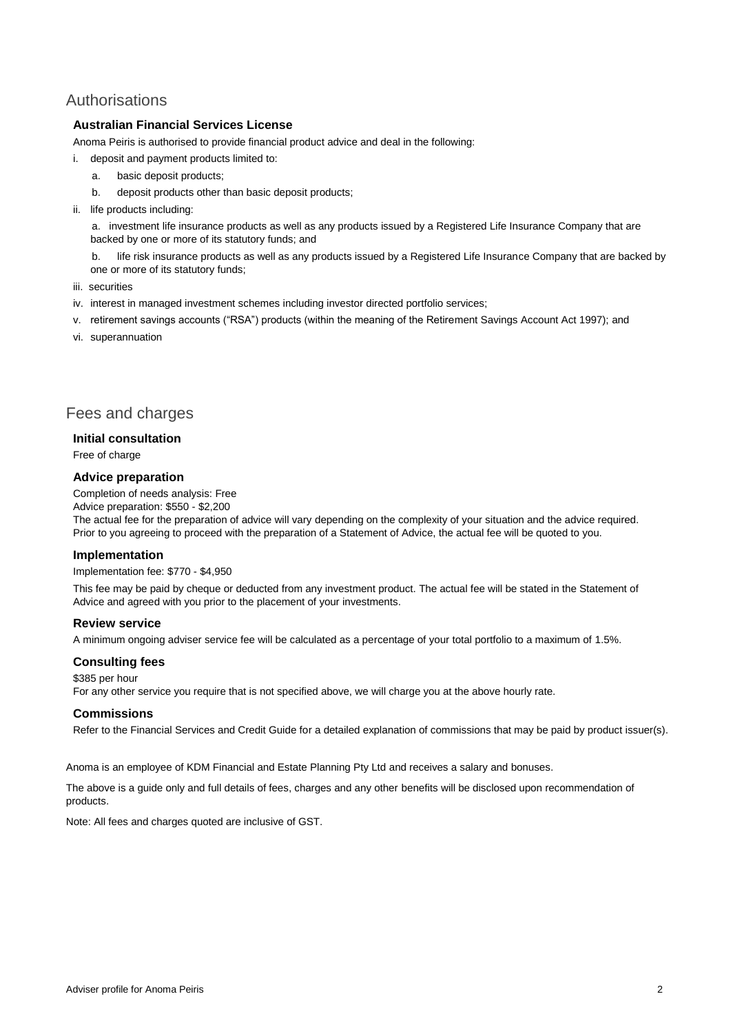## Authorisations

### Australian Financial Services License

Anoma Peiris is authorised to provide financial product advice and deal in the following:

i. deposit and payment products limited to:
   a. basic deposit products;
   b. deposit products other than basic deposit products;

ii. life products including:
   a. investment life insurance products as well as any products issued by a Registered Life Insurance Company that are backed by one or more of its statutory funds; and
   b. life risk insurance products as well as any products issued by a Registered Life Insurance Company that are backed by one or more of its statutory funds;

iii. securities

iv. interest in managed investment schemes including investor directed portfolio services;

v. retirement savings accounts ("RSA") products (within the meaning of the Retirement Savings Account Act 1997); and

vi. superannuation

## Fees and charges

### Initial consultation

Free of charge

### Advice preparation

Completion of needs analysis: Free
Advice preparation: $550 - $2,200
The actual fee for the preparation of advice will vary depending on the complexity of your situation and the advice required. Prior to you agreeing to proceed with the preparation of a Statement of Advice, the actual fee will be quoted to you.

### Implementation

Implementation fee: $770 - $4,950

This fee may be paid by cheque or deducted from any investment product. The actual fee will be stated in the Statement of Advice and agreed with you prior to the placement of your investments.

### Review service

A minimum ongoing adviser service fee will be calculated as a percentage of your total portfolio to a maximum of 1.5%.

### Consulting fees

$385 per hour
For any other service you require that is not specified above, we will charge you at the above hourly rate.

### Commissions

Refer to the Financial Services and Credit Guide for a detailed explanation of commissions that may be paid by product issuer(s).

Anoma is an employee of KDM Financial and Estate Planning Pty Ltd and receives a salary and bonuses.

The above is a guide only and full details of fees, charges and any other benefits will be disclosed upon recommendation of products.

Note: All fees and charges quoted are inclusive of GST.